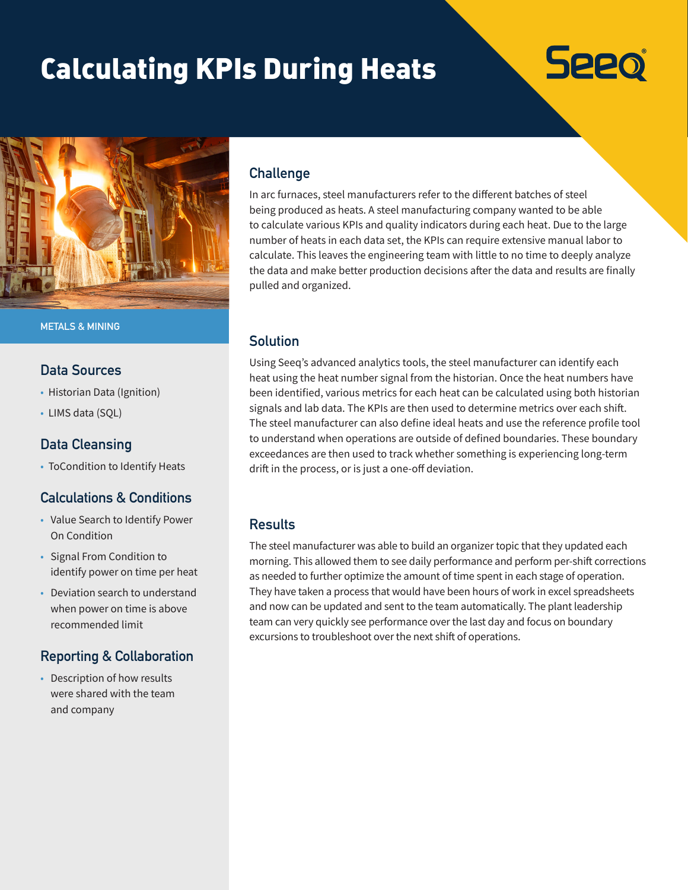# Calculating KPIs During Heats

Seeq

METALS & MINING

## Data Sources

- Historian Data (Ignition)
- LIMS data (SQL)

## Data Cleansing

- ToCondition to Identify Heats

## Calculations & Conditions

- Value Search to Identify Power On Condition
- Signal From Condition to identify power on time per heat
- Deviation search to understand when power on time is above recommended limit

## Reporting & Collaboration

- Description of how results were shared with the team and company

## Challenge

In arc furnaces, steel manufacturers refer to the different batches of steel being produced as heats. A steel manufacturing company wanted to be able to calculate various KPIs and quality indicators during each heat. Due to the large number of heats in each data set, the KPIs can require extensive manual labor to calculate. This leaves the engineering team with little to no time to deeply analyze the data and make better production decisions after the data and results are finally pulled and organized.

## Solution

Using Seeq's advanced analytics tools, the steel manufacturer can identify each heat using the heat number signal from the historian. Once the heat numbers have been identified, various metrics for each heat can be calculated using both historian signals and lab data. The KPIs are then used to determine metrics over each shift. The steel manufacturer can also define ideal heats and use the reference profile tool to understand when operations are outside of defined boundaries. These boundary exceedances are then used to track whether something is experiencing long-term drift in the process, or is just a one-off deviation.

## Results

The steel manufacturer was able to build an organizer topic that they updated each morning. This allowed them to see daily performance and perform per-shift corrections as needed to further optimize the amount of time spent in each stage of operation. They have taken a process that would have been hours of work in excel spreadsheets and now can be updated and sent to the team automatically. The plant leadership team can very quickly see performance over the last day and focus on boundary excursions to troubleshoot over the next shift of operations.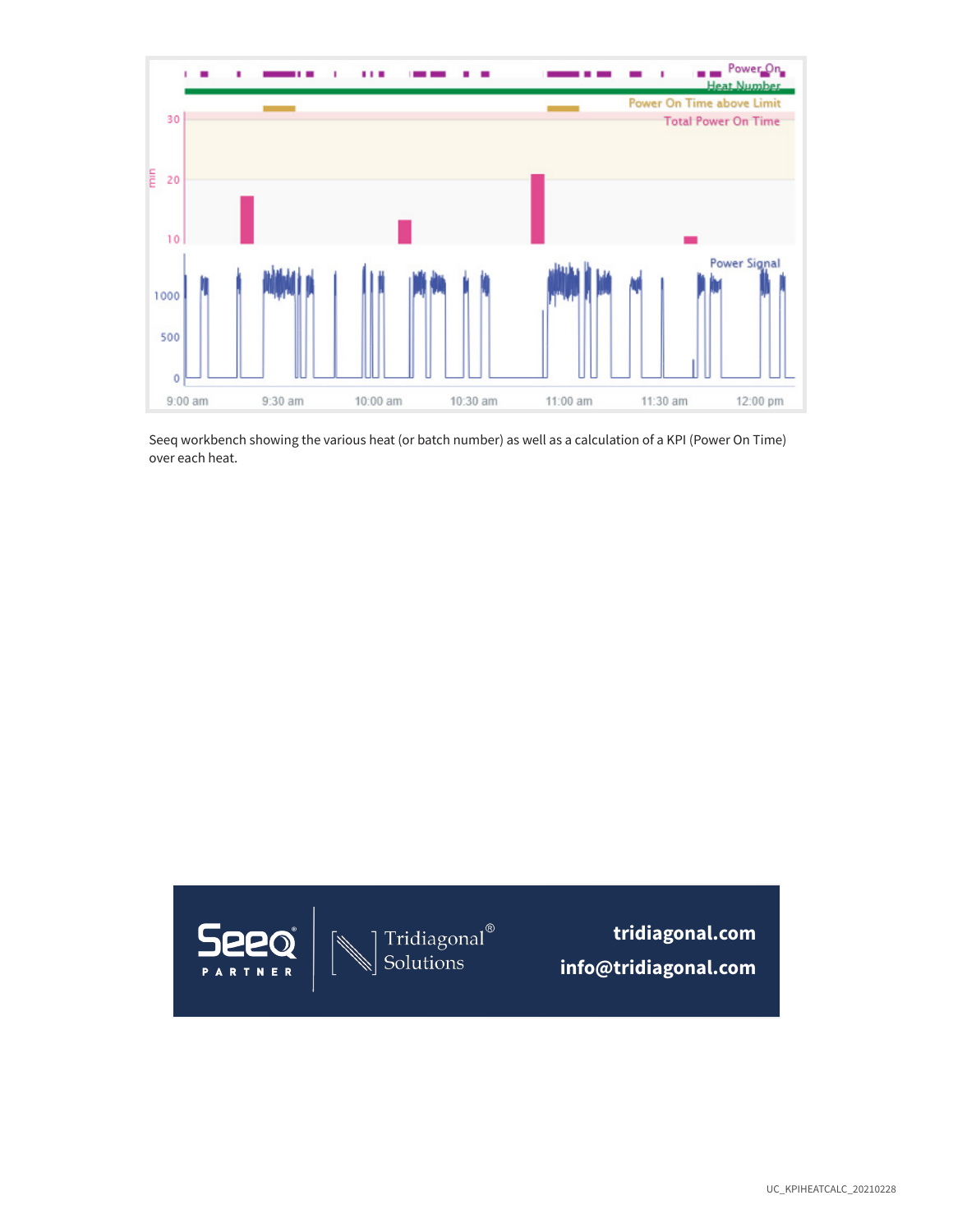Power On

Heat Number

Power On Time above Limit

Total Power On Time

min

30

20

10

Power Signal

1000

500

0

9:00 am

9:30 am

10:00 am

10:30 am

11:00 am

11:30 am

12:00 pm

Seeq workbench showing the various heat (or batch number) as well as a calculation of a KPI (Power On Time) over each heat.

Seeq® PARTNER

Tridiagonal® Solutions

**tridiagonal.com**

**info@tridiagonal.com**

UC_KPIHEATCALC_20210228